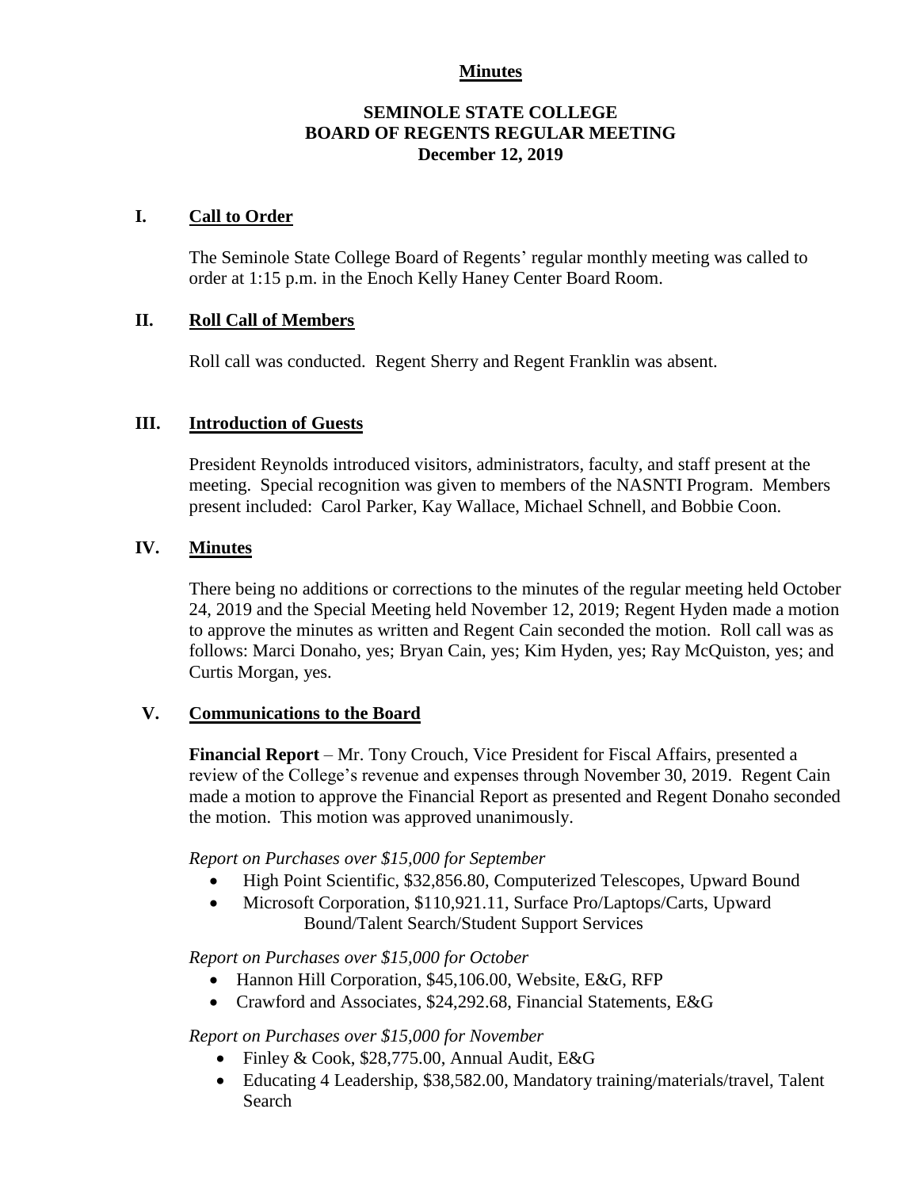**Minutes**

# SEMINOLE STATE COLLEGE
# BOARD OF REGENTS REGULAR MEETING
## December 12, 2019

## I. Call to Order

The Seminole State College Board of Regents' regular monthly meeting was called to order at 1:15 p.m. in the Enoch Kelly Haney Center Board Room.

## II. Roll Call of Members

Roll call was conducted. Regent Sherry and Regent Franklin was absent.

## III. Introduction of Guests

President Reynolds introduced visitors, administrators, faculty, and staff present at the meeting. Special recognition was given to members of the NASNTI Program. Members present included: Carol Parker, Kay Wallace, Michael Schnell, and Bobbie Coon.

## IV. Minutes

There being no additions or corrections to the minutes of the regular meeting held October 24, 2019 and the Special Meeting held November 12, 2019; Regent Hyden made a motion to approve the minutes as written and Regent Cain seconded the motion. Roll call was as follows: Marci Donaho, yes; Bryan Cain, yes; Kim Hyden, yes; Ray McQuiston, yes; and Curtis Morgan, yes.

## V. Communications to the Board

**Financial Report** – Mr. Tony Crouch, Vice President for Fiscal Affairs, presented a review of the College's revenue and expenses through November 30, 2019. Regent Cain made a motion to approve the Financial Report as presented and Regent Donaho seconded the motion. This motion was approved unanimously.

*Report on Purchases over $15,000 for September*

- High Point Scientific, $32,856.80, Computerized Telescopes, Upward Bound
- Microsoft Corporation, $110,921.11, Surface Pro/Laptops/Carts, Upward Bound/Talent Search/Student Support Services

*Report on Purchases over $15,000 for October*

- Hannon Hill Corporation, $45,106.00, Website, E&G, RFP
- Crawford and Associates, $24,292.68, Financial Statements, E&G

*Report on Purchases over $15,000 for November*

- Finley & Cook, $28,775.00, Annual Audit, E&G
- Educating 4 Leadership, $38,582.00, Mandatory training/materials/travel, Talent Search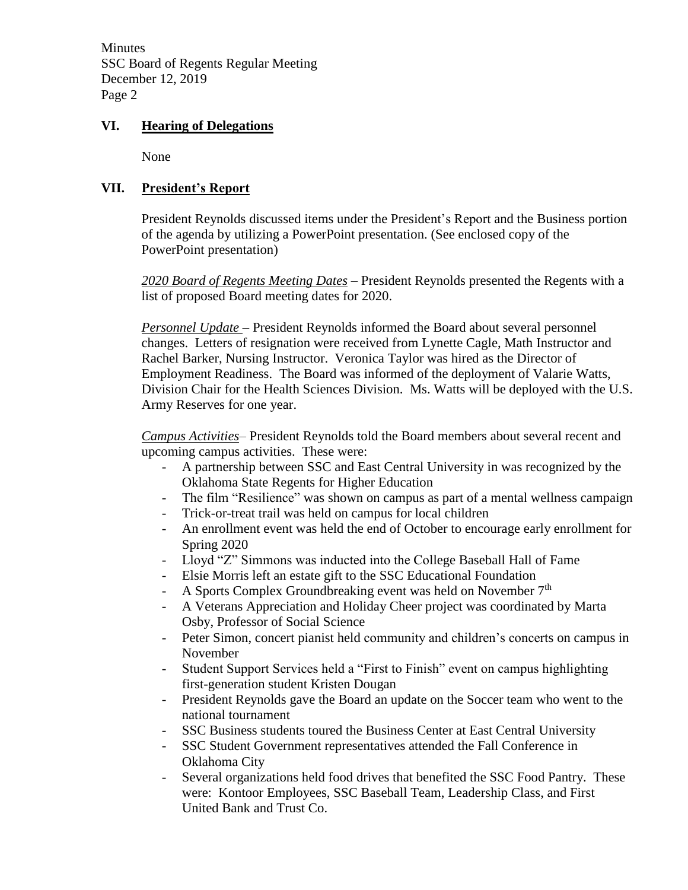## VI. Hearing of Delegations

None

## VII. President's Report

President Reynolds discussed items under the President's Report and the Business portion of the agenda by utilizing a PowerPoint presentation. (See enclosed copy of the PowerPoint presentation)

*2020 Board of Regents Meeting Dates* – President Reynolds presented the Regents with a list of proposed Board meeting dates for 2020.

*Personnel Update* – President Reynolds informed the Board about several personnel changes. Letters of resignation were received from Lynette Cagle, Math Instructor and Rachel Barker, Nursing Instructor. Veronica Taylor was hired as the Director of Employment Readiness. The Board was informed of the deployment of Valarie Watts, Division Chair for the Health Sciences Division. Ms. Watts will be deployed with the U.S. Army Reserves for one year.

*Campus Activities*– President Reynolds told the Board members about several recent and upcoming campus activities. These were:

- A partnership between SSC and East Central University in was recognized by the Oklahoma State Regents for Higher Education
- The film "Resilience" was shown on campus as part of a mental wellness campaign
- Trick-or-treat trail was held on campus for local children
- An enrollment event was held the end of October to encourage early enrollment for Spring 2020
- Lloyd "Z" Simmons was inducted into the College Baseball Hall of Fame
- Elsie Morris left an estate gift to the SSC Educational Foundation
- A Sports Complex Groundbreaking event was held on November 7th
- A Veterans Appreciation and Holiday Cheer project was coordinated by Marta Osby, Professor of Social Science
- Peter Simon, concert pianist held community and children's concerts on campus in November
- Student Support Services held a "First to Finish" event on campus highlighting first-generation student Kristen Dougan
- President Reynolds gave the Board an update on the Soccer team who went to the national tournament
- SSC Business students toured the Business Center at East Central University
- SSC Student Government representatives attended the Fall Conference in Oklahoma City
- Several organizations held food drives that benefited the SSC Food Pantry. These were: Kontoor Employees, SSC Baseball Team, Leadership Class, and First United Bank and Trust Co.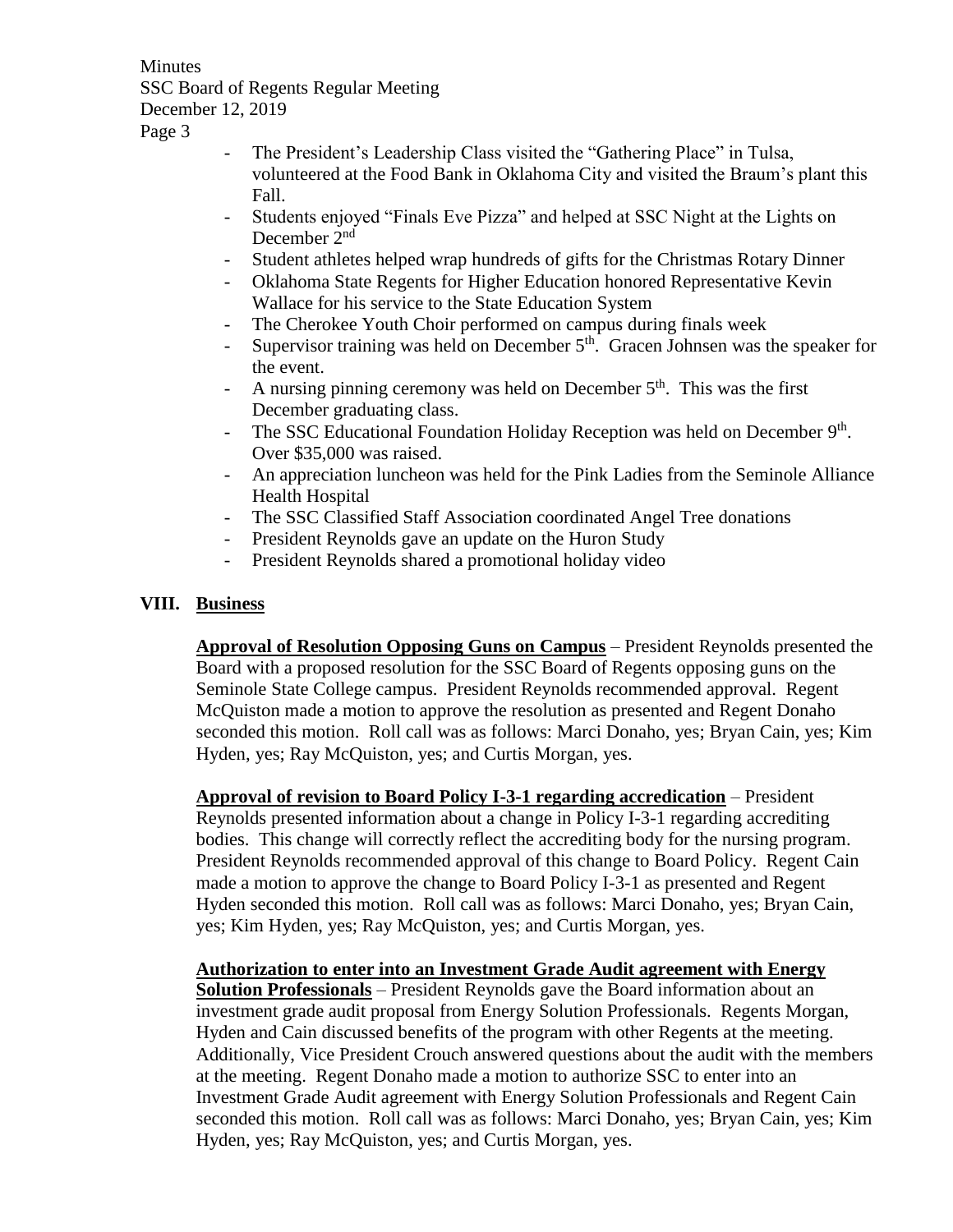- The President's Leadership Class visited the "Gathering Place" in Tulsa, volunteered at the Food Bank in Oklahoma City and visited the Braum's plant this Fall.
- Students enjoyed "Finals Eve Pizza" and helped at SSC Night at the Lights on December 2nd
- Student athletes helped wrap hundreds of gifts for the Christmas Rotary Dinner
- Oklahoma State Regents for Higher Education honored Representative Kevin Wallace for his service to the State Education System
- The Cherokee Youth Choir performed on campus during finals week
- Supervisor training was held on December 5th. Gracen Johnsen was the speaker for the event.
- A nursing pinning ceremony was held on December 5th. This was the first December graduating class.
- The SSC Educational Foundation Holiday Reception was held on December 9th. Over $35,000 was raised.
- An appreciation luncheon was held for the Pink Ladies from the Seminole Alliance Health Hospital
- The SSC Classified Staff Association coordinated Angel Tree donations
- President Reynolds gave an update on the Huron Study
- President Reynolds shared a promotional holiday video

## VIII. Business

**Approval of Resolution Opposing Guns on Campus** – President Reynolds presented the Board with a proposed resolution for the SSC Board of Regents opposing guns on the Seminole State College campus. President Reynolds recommended approval. Regent McQuiston made a motion to approve the resolution as presented and Regent Donaho seconded this motion. Roll call was as follows: Marci Donaho, yes; Bryan Cain, yes; Kim Hyden, yes; Ray McQuiston, yes; and Curtis Morgan, yes.

**Approval of revision to Board Policy I-3-1 regarding accredication** – President Reynolds presented information about a change in Policy I-3-1 regarding accrediting bodies. This change will correctly reflect the accrediting body for the nursing program. President Reynolds recommended approval of this change to Board Policy. Regent Cain made a motion to approve the change to Board Policy I-3-1 as presented and Regent Hyden seconded this motion. Roll call was as follows: Marci Donaho, yes; Bryan Cain, yes; Kim Hyden, yes; Ray McQuiston, yes; and Curtis Morgan, yes.

**Authorization to enter into an Investment Grade Audit agreement with Energy Solution Professionals** – President Reynolds gave the Board information about an investment grade audit proposal from Energy Solution Professionals. Regents Morgan, Hyden and Cain discussed benefits of the program with other Regents at the meeting. Additionally, Vice President Crouch answered questions about the audit with the members at the meeting. Regent Donaho made a motion to authorize SSC to enter into an Investment Grade Audit agreement with Energy Solution Professionals and Regent Cain seconded this motion. Roll call was as follows: Marci Donaho, yes; Bryan Cain, yes; Kim Hyden, yes; Ray McQuiston, yes; and Curtis Morgan, yes.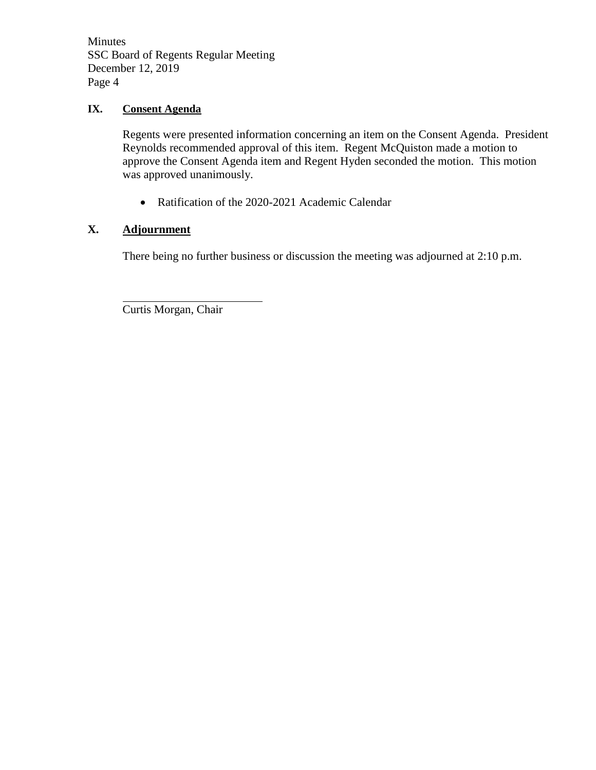## IX. Consent Agenda

Regents were presented information concerning an item on the Consent Agenda. President Reynolds recommended approval of this item. Regent McQuiston made a motion to approve the Consent Agenda item and Regent Hyden seconded the motion. This motion was approved unanimously.

- Ratification of the 2020-2021 Academic Calendar

## X. Adjournment

There being no further business or discussion the meeting was adjourned at 2:10 p.m.

\_\_\_\_\_\_\_\_\_\_\_\_\_\_\_\_\_\_\_\_\_\_\_\_\_\_

Curtis Morgan, Chair